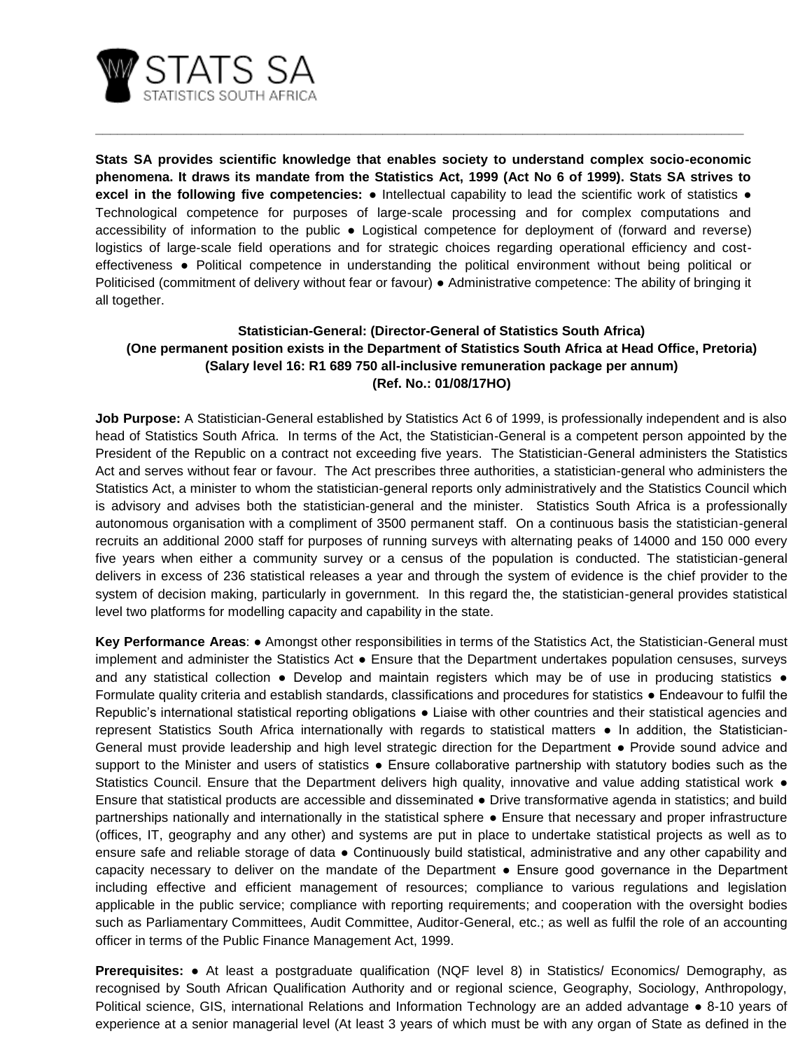STATS SA
STATISTICS SOUTH AFRICA

---

**Stats SA provides scientific knowledge that enables society to understand complex socio-economic phenomena. It draws its mandate from the Statistics Act, 1999 (Act No 6 of 1999). Stats SA strives to excel in the following five competencies:** ● Intellectual capability to lead the scientific work of statistics ● Technological competence for purposes of large-scale processing and for complex computations and accessibility of information to the public ● Logistical competence for deployment of (forward and reverse) logistics of large-scale field operations and for strategic choices regarding operational efficiency and cost-effectiveness ● Political competence in understanding the political environment without being political or Politicised (commitment of delivery without fear or favour) ● Administrative competence: The ability of bringing it all together.

**Statistician-General: (Director-General of Statistics South Africa)**
**(One permanent position exists in the Department of Statistics South Africa at Head Office, Pretoria)**
**(Salary level 16: R1 689 750 all-inclusive remuneration package per annum)**
**(Ref. No.: 01/08/17HO)**

**Job Purpose:** A Statistician-General established by Statistics Act 6 of 1999, is professionally independent and is also head of Statistics South Africa. In terms of the Act, the Statistician-General is a competent person appointed by the President of the Republic on a contract not exceeding five years. The Statistician-General administers the Statistics Act and serves without fear or favour. The Act prescribes three authorities, a statistician-general who administers the Statistics Act, a minister to whom the statistician-general reports only administratively and the Statistics Council which is advisory and advises both the statistician-general and the minister. Statistics South Africa is a professionally autonomous organisation with a compliment of 3500 permanent staff. On a continuous basis the statistician-general recruits an additional 2000 staff for purposes of running surveys with alternating peaks of 14000 and 150 000 every five years when either a community survey or a census of the population is conducted. The statistician-general delivers in excess of 236 statistical releases a year and through the system of evidence is the chief provider to the system of decision making, particularly in government. In this regard the, the statistician-general provides statistical level two platforms for modelling capacity and capability in the state.

**Key Performance Areas**: ● Amongst other responsibilities in terms of the Statistics Act, the Statistician-General must implement and administer the Statistics Act ● Ensure that the Department undertakes population censuses, surveys and any statistical collection ● Develop and maintain registers which may be of use in producing statistics ● Formulate quality criteria and establish standards, classifications and procedures for statistics ● Endeavour to fulfil the Republic's international statistical reporting obligations ● Liaise with other countries and their statistical agencies and represent Statistics South Africa internationally with regards to statistical matters ● In addition, the Statistician-General must provide leadership and high level strategic direction for the Department ● Provide sound advice and support to the Minister and users of statistics ● Ensure collaborative partnership with statutory bodies such as the Statistics Council. Ensure that the Department delivers high quality, innovative and value adding statistical work ● Ensure that statistical products are accessible and disseminated ● Drive transformative agenda in statistics; and build partnerships nationally and internationally in the statistical sphere ● Ensure that necessary and proper infrastructure (offices, IT, geography and any other) and systems are put in place to undertake statistical projects as well as to ensure safe and reliable storage of data ● Continuously build statistical, administrative and any other capability and capacity necessary to deliver on the mandate of the Department ● Ensure good governance in the Department including effective and efficient management of resources; compliance to various regulations and legislation applicable in the public service; compliance with reporting requirements; and cooperation with the oversight bodies such as Parliamentary Committees, Audit Committee, Auditor-General, etc.; as well as fulfil the role of an accounting officer in terms of the Public Finance Management Act, 1999.

**Prerequisites:** ● At least a postgraduate qualification (NQF level 8) in Statistics/ Economics/ Demography, as recognised by South African Qualification Authority and or regional science, Geography, Sociology, Anthropology, Political science, GIS, international Relations and Information Technology are an added advantage ● 8-10 years of experience at a senior managerial level (At least 3 years of which must be with any organ of State as defined in the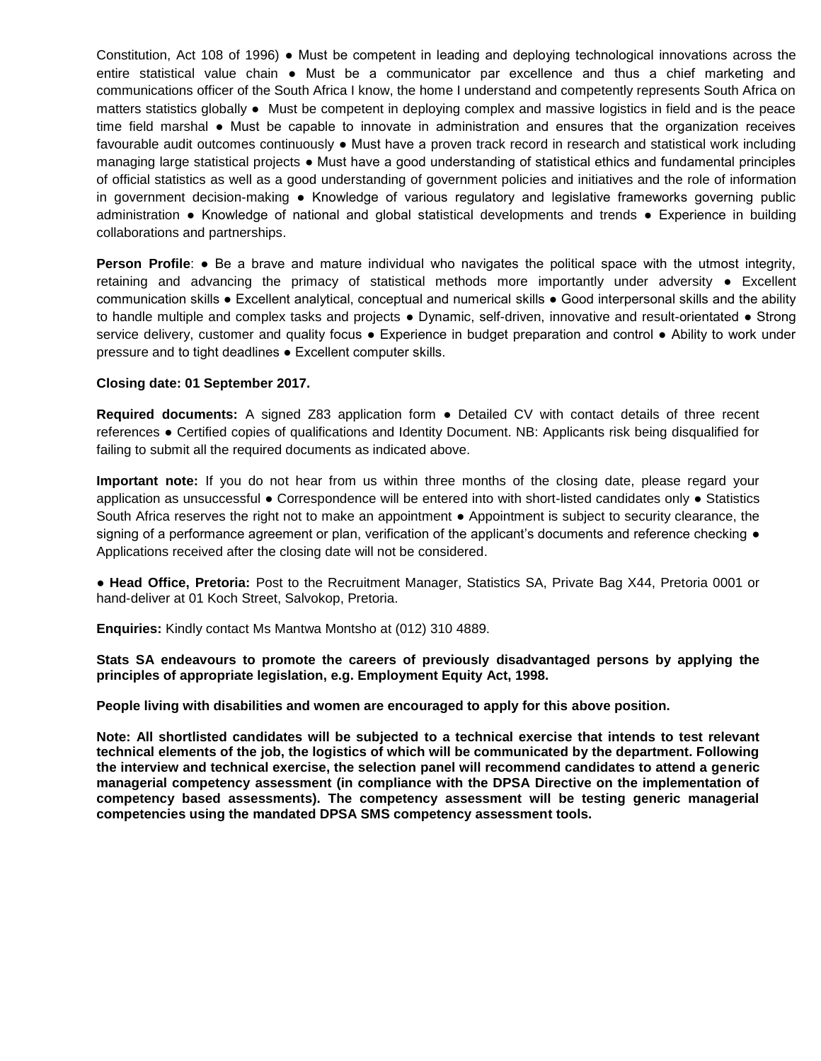Constitution, Act 108 of 1996) ● Must be competent in leading and deploying technological innovations across the entire statistical value chain ● Must be a communicator par excellence and thus a chief marketing and communications officer of the South Africa I know, the home I understand and competently represents South Africa on matters statistics globally ● Must be competent in deploying complex and massive logistics in field and is the peace time field marshal ● Must be capable to innovate in administration and ensures that the organization receives favourable audit outcomes continuously ● Must have a proven track record in research and statistical work including managing large statistical projects ● Must have a good understanding of statistical ethics and fundamental principles of official statistics as well as a good understanding of government policies and initiatives and the role of information in government decision-making ● Knowledge of various regulatory and legislative frameworks governing public administration ● Knowledge of national and global statistical developments and trends ● Experience in building collaborations and partnerships.

**Person Profile**: ● Be a brave and mature individual who navigates the political space with the utmost integrity, retaining and advancing the primacy of statistical methods more importantly under adversity ● Excellent communication skills ● Excellent analytical, conceptual and numerical skills ● Good interpersonal skills and the ability to handle multiple and complex tasks and projects ● Dynamic, self-driven, innovative and result-orientated ● Strong service delivery, customer and quality focus ● Experience in budget preparation and control ● Ability to work under pressure and to tight deadlines ● Excellent computer skills.

**Closing date: 01 September 2017.**

**Required documents:** A signed Z83 application form ● Detailed CV with contact details of three recent references ● Certified copies of qualifications and Identity Document. NB: Applicants risk being disqualified for failing to submit all the required documents as indicated above.

**Important note:** If you do not hear from us within three months of the closing date, please regard your application as unsuccessful ● Correspondence will be entered into with short-listed candidates only ● Statistics South Africa reserves the right not to make an appointment ● Appointment is subject to security clearance, the signing of a performance agreement or plan, verification of the applicant's documents and reference checking ● Applications received after the closing date will not be considered.

● **Head Office, Pretoria:** Post to the Recruitment Manager, Statistics SA, Private Bag X44, Pretoria 0001 or hand-deliver at 01 Koch Street, Salvokop, Pretoria.

**Enquiries:** Kindly contact Ms Mantwa Montsho at (012) 310 4889.

**Stats SA endeavours to promote the careers of previously disadvantaged persons by applying the principles of appropriate legislation, e.g. Employment Equity Act, 1998.**

**People living with disabilities and women are encouraged to apply for this above position.**

**Note: All shortlisted candidates will be subjected to a technical exercise that intends to test relevant technical elements of the job, the logistics of which will be communicated by the department. Following the interview and technical exercise, the selection panel will recommend candidates to attend a generic managerial competency assessment (in compliance with the DPSA Directive on the implementation of competency based assessments). The competency assessment will be testing generic managerial competencies using the mandated DPSA SMS competency assessment tools.**